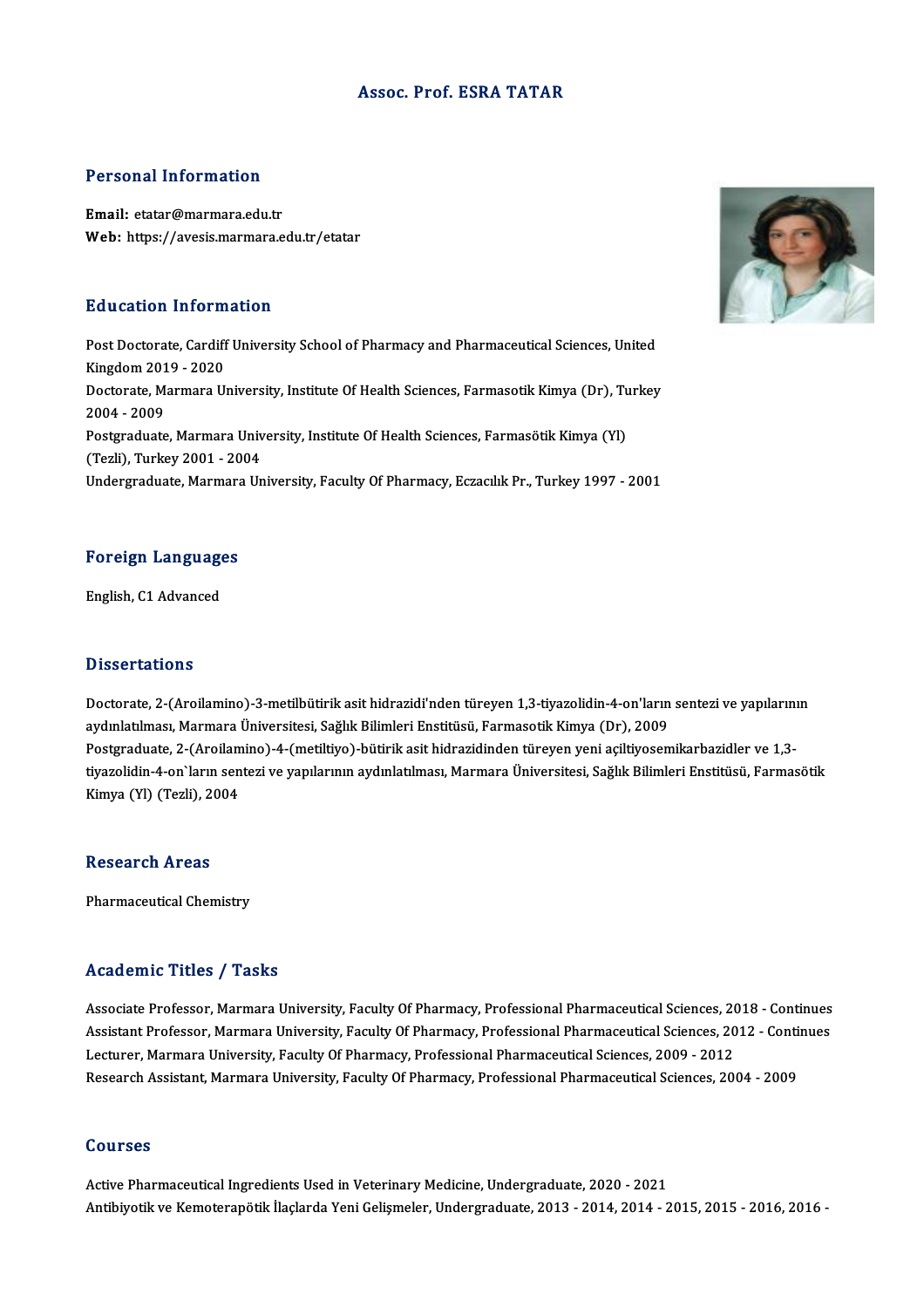# Assoc. Prof. ESRA TATAR

## Personal Information

**Email:** etatar@marmara.edu.tr
**Web:** https://avesis.marmara.edu.tr/etatar

## Education Information

Post Doctorate, Cardiff University School of Pharmacy and Pharmaceutical Sciences, United Kingdom 2019 - 2020
Doctorate, Marmara University, Institute Of Health Sciences, Farmasotik Kimya (Dr), Turkey 2004 - 2009
Postgraduate, Marmara University, Institute Of Health Sciences, Farmasötik Kimya (Yl) (Tezli), Turkey 2001 - 2004
Undergraduate, Marmara University, Faculty Of Pharmacy, Eczacılık Pr., Turkey 1997 - 2001

## Foreign Languages

English, C1 Advanced

## Dissertations

Doctorate, 2-(Aroilamino)-3-metilbütirik asit hidrazidi'nden türeyen 1,3-tiyazolidin-4-on'ların sentezi ve yapılarının aydınlatılması, Marmara Üniversitesi, Sağlık Bilimleri Enstitüsü, Farmasotik Kimya (Dr), 2009
Postgraduate, 2-(Aroilamino)-4-(metiltiyo)-bütirik asit hidrazidinden türeyen yeni açiltiyosemikarbazidler ve 1,3-tiyazolidin-4-on`ların sentezi ve yapılarının aydınlatılması, Marmara Üniversitesi, Sağlık Bilimleri Enstitüsü, Farmasötik Kimya (Yl) (Tezli), 2004

## Research Areas

Pharmaceutical Chemistry

## Academic Titles / Tasks

Associate Professor, Marmara University, Faculty Of Pharmacy, Professional Pharmaceutical Sciences, 2018 - Continues
Assistant Professor, Marmara University, Faculty Of Pharmacy, Professional Pharmaceutical Sciences, 2012 - Continues
Lecturer, Marmara University, Faculty Of Pharmacy, Professional Pharmaceutical Sciences, 2009 - 2012
Research Assistant, Marmara University, Faculty Of Pharmacy, Professional Pharmaceutical Sciences, 2004 - 2009

## Courses

Active Pharmaceutical Ingredients Used in Veterinary Medicine, Undergraduate, 2020 - 2021
Antibiyotik ve Kemoterapötik İlaçlarda Yeni Gelişmeler, Undergraduate, 2013 - 2014, 2014 - 2015, 2015 - 2016, 2016 -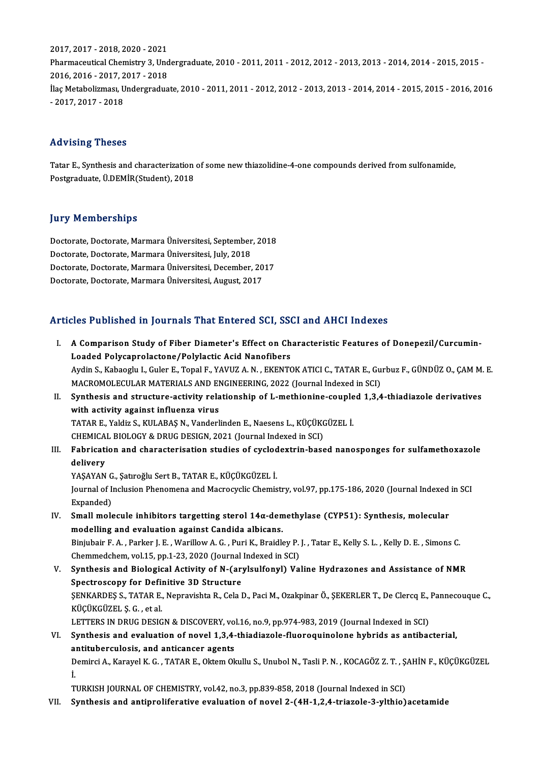2017, 2017 - 2018, 2020 - 2021
Pharmaceutical Chemistry 3, Undergraduate, 2010 - 2011, 2011 - 2012, 2012 - 2013, 2013 - 2014, 2014 - 2015, 2015 - 2016, 2016 - 2017, 2017 - 2018
İlaç Metabolizması, Undergraduate, 2010 - 2011, 2011 - 2012, 2012 - 2013, 2013 - 2014, 2014 - 2015, 2015 - 2016, 2016 - 2017, 2017 - 2018

## Advising Theses

Tatar E., Synthesis and characterization of some new thiazolidine-4-one compounds derived from sulfonamide, Postgraduate, Ü.DEMİR(Student), 2018

## Jury Memberships

Doctorate, Doctorate, Marmara Üniversitesi, September, 2018
Doctorate, Doctorate, Marmara Üniversitesi, July, 2018
Doctorate, Doctorate, Marmara Üniversitesi, December, 2017
Doctorate, Doctorate, Marmara Üniversitesi, August, 2017

## Articles Published in Journals That Entered SCI, SSCI and AHCI Indexes

I. **A Comparison Study of Fiber Diameter's Effect on Characteristic Features of Donepezil/Curcumin-Loaded Polycaprolactone/Polylactic Acid Nanofibers**
Aydin S., Kabaoglu I., Guler E., Topal F., YAVUZ A. N. , EKENTOK ATICI C., TATAR E., Gurbuz F., GÜNDÜZ O., ÇAM M. E.
MACROMOLECULAR MATERIALS AND ENGINEERING, 2022 (Journal Indexed in SCI)

II. **Synthesis and structure-activity relationship of L-methionine-coupled 1,3,4-thiadiazole derivatives with activity against influenza virus**
TATAR E., Yaldiz S., KULABAŞ N., Vanderlinden E., Naesens L., KÜÇÜKGÜZEL İ.
CHEMICAL BIOLOGY & DRUG DESIGN, 2021 (Journal Indexed in SCI)

III. **Fabrication and characterisation studies of cyclodextrin-based nanosponges for sulfamethoxazole delivery**
YAŞAYAN G., Şatıroğlu Sert B., TATAR E., KÜÇÜKGÜZEL İ.
Journal of Inclusion Phenomena and Macrocyclic Chemistry, vol.97, pp.175-186, 2020 (Journal Indexed in SCI Expanded)

IV. **Small molecule inhibitors targetting sterol 14α-demethylase (CYP51): Synthesis, molecular modelling and evaluation against Candida albicans.**
Binjubair F. A. , Parker J. E. , Warillow A. G. , Puri K., Braidley P. J. , Tatar E., Kelly S. L. , Kelly D. E. , Simons C.
Chemmedchem, vol.15, pp.1-23, 2020 (Journal Indexed in SCI)

V. **Synthesis and Biological Activity of N-(arylsulfonyl) Valine Hydrazones and Assistance of NMR Spectroscopy for Definitive 3D Structure**
ŞENKARDEŞ S., TATAR E., Nepravishta R., Cela D., Paci M., Ozakpinar Ö., ŞEKERLER T., De Clercq E., Pannecouque C., KÜÇÜKGÜZEL Ş. G. , et al.
LETTERS IN DRUG DESIGN & DISCOVERY, vol.16, no.9, pp.974-983, 2019 (Journal Indexed in SCI)

VI. **Synthesis and evaluation of novel 1,3,4-thiadiazole-fluoroquinolone hybrids as antibacterial, antituberculosis, and anticancer agents**
Demirci A., Karayel K. G. , TATAR E., Oktem Okullu S., Unubol N., Tasli P. N. , KOCAGÖZ Z. T. , ŞAHİN F., KÜÇÜKGÜZEL İ.
TURKISH JOURNAL OF CHEMISTRY, vol.42, no.3, pp.839-858, 2018 (Journal Indexed in SCI)

VII. **Synthesis and antiproliferative evaluation of novel 2-(4H-1,2,4-triazole-3-ylthio)acetamide**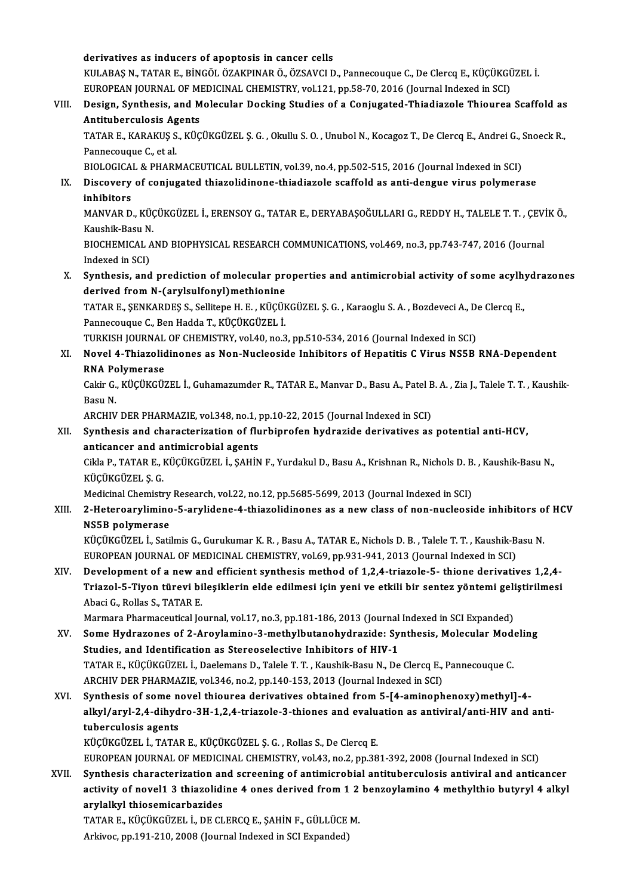**derivatives as inducers of apoptosis in cancer cells**
KULABAŞ N., TATAR E., BİNGÖL ÖZAKPINAR Ö., ÖZSAVCI D., Pannecouque C., De Clercq E., KÜÇÜKGÜZEL İ.
EUROPEAN JOURNAL OF MEDICINAL CHEMISTRY, vol.121, pp.58-70, 2016 (Journal Indexed in SCI)

VIII. **Design, Synthesis, and Molecular Docking Studies of a Conjugated-Thiadiazole Thiourea Scaffold as Antituberculosis Agents**
TATAR E., KARAKUŞ S., KÜÇÜKGÜZEL Ş. G. , Okullu S. O. , Unubol N., Kocagoz T., De Clercq E., Andrei G., Snoeck R., Pannecouque C., et al.
BIOLOGICAL & PHARMACEUTICAL BULLETIN, vol.39, no.4, pp.502-515, 2016 (Journal Indexed in SCI)

IX. **Discovery of conjugated thiazolidinone-thiadiazole scaffold as anti-dengue virus polymerase inhibitors**
MANVAR D., KÜÇÜKGÜZEL İ., ERENSOY G., TATAR E., DERYABAŞOĞULLARI G., REDDY H., TALELE T. T. , ÇEVİK Ö., Kaushik-Basu N.
BIOCHEMICAL AND BIOPHYSICAL RESEARCH COMMUNICATIONS, vol.469, no.3, pp.743-747, 2016 (Journal Indexed in SCI)

X. **Synthesis, and prediction of molecular properties and antimicrobial activity of some acylhydrazones derived from N-(arylsulfonyl)methionine**
TATAR E., ŞENKARDEŞ S., Sellitepe H. E. , KÜÇÜKGÜZEL Ş. G. , Karaoglu S. A. , Bozdeveci A., De Clercq E., Pannecouque C., Ben Hadda T., KÜÇÜKGÜZEL İ.
TURKISH JOURNAL OF CHEMISTRY, vol.40, no.3, pp.510-534, 2016 (Journal Indexed in SCI)

XI. **Novel 4-Thiazolidinones as Non-Nucleoside Inhibitors of Hepatitis C Virus NS5B RNA-Dependent RNA Polymerase**
Cakir G., KÜÇÜKGÜZEL İ., Guhamazumder R., TATAR E., Manvar D., Basu A., Patel B. A. , Zia J., Talele T. T. , Kaushik-Basu N.
ARCHIV DER PHARMAZIE, vol.348, no.1, pp.10-22, 2015 (Journal Indexed in SCI)

XII. **Synthesis and characterization of flurbiprofen hydrazide derivatives as potential anti-HCV, anticancer and antimicrobial agents**
Cikla P., TATAR E., KÜÇÜKGÜZEL İ., ŞAHİN F., Yurdakul D., Basu A., Krishnan R., Nichols D. B. , Kaushik-Basu N., KÜÇÜKGÜZEL Ş. G.
Medicinal Chemistry Research, vol.22, no.12, pp.5685-5699, 2013 (Journal Indexed in SCI)

XIII. **2-Heteroarylimino-5-arylidene-4-thiazolidinones as a new class of non-nucleoside inhibitors of HCV NS5B polymerase**
KÜÇÜKGÜZEL İ., Satilmis G., Gurukumar K. R. , Basu A., TATAR E., Nichols D. B. , Talele T. T. , Kaushik-Basu N.
EUROPEAN JOURNAL OF MEDICINAL CHEMISTRY, vol.69, pp.931-941, 2013 (Journal Indexed in SCI)

XIV. **Development of a new and efficient synthesis method of 1,2,4-triazole-5- thione derivatives 1,2,4-Triazol-5-Tiyon türevi bileşiklerin elde edilmesi için yeni ve etkili bir sentez yöntemi geliştirilmesi**
Abaci G., Rollas S., TATAR E.
Marmara Pharmaceutical Journal, vol.17, no.3, pp.181-186, 2013 (Journal Indexed in SCI Expanded)

XV. **Some Hydrazones of 2-Aroylamino-3-methylbutanohydrazide: Synthesis, Molecular Modeling Studies, and Identification as Stereoselective Inhibitors of HIV-1**
TATAR E., KÜÇÜKGÜZEL İ., Daelemans D., Talele T. T. , Kaushik-Basu N., De Clercq E., Pannecouque C.
ARCHIV DER PHARMAZIE, vol.346, no.2, pp.140-153, 2013 (Journal Indexed in SCI)

XVI. **Synthesis of some novel thiourea derivatives obtained from 5-[4-aminophenoxy)methyl]-4-alkyl/aryl-2,4-dihydro-3H-1,2,4-triazole-3-thiones and evaluation as antiviral/anti-HIV and anti-tuberculosis agents**
KÜÇÜKGÜZEL İ., TATAR E., KÜÇÜKGÜZEL Ş. G. , Rollas S., De Clercq E.
EUROPEAN JOURNAL OF MEDICINAL CHEMISTRY, vol.43, no.2, pp.381-392, 2008 (Journal Indexed in SCI)

XVII. **Synthesis characterization and screening of antimicrobial antituberculosis antiviral and anticancer activity of novel1 3 thiazolidine 4 ones derived from 1 2 benzoylamino 4 methylthio butyryl 4 alkyl arylalkyl thiosemicarbazides**
TATAR E., KÜÇÜKGÜZEL İ., DE CLERCQ E., ŞAHİN F., GÜLLÜCE M.
Arkivoc, pp.191-210, 2008 (Journal Indexed in SCI Expanded)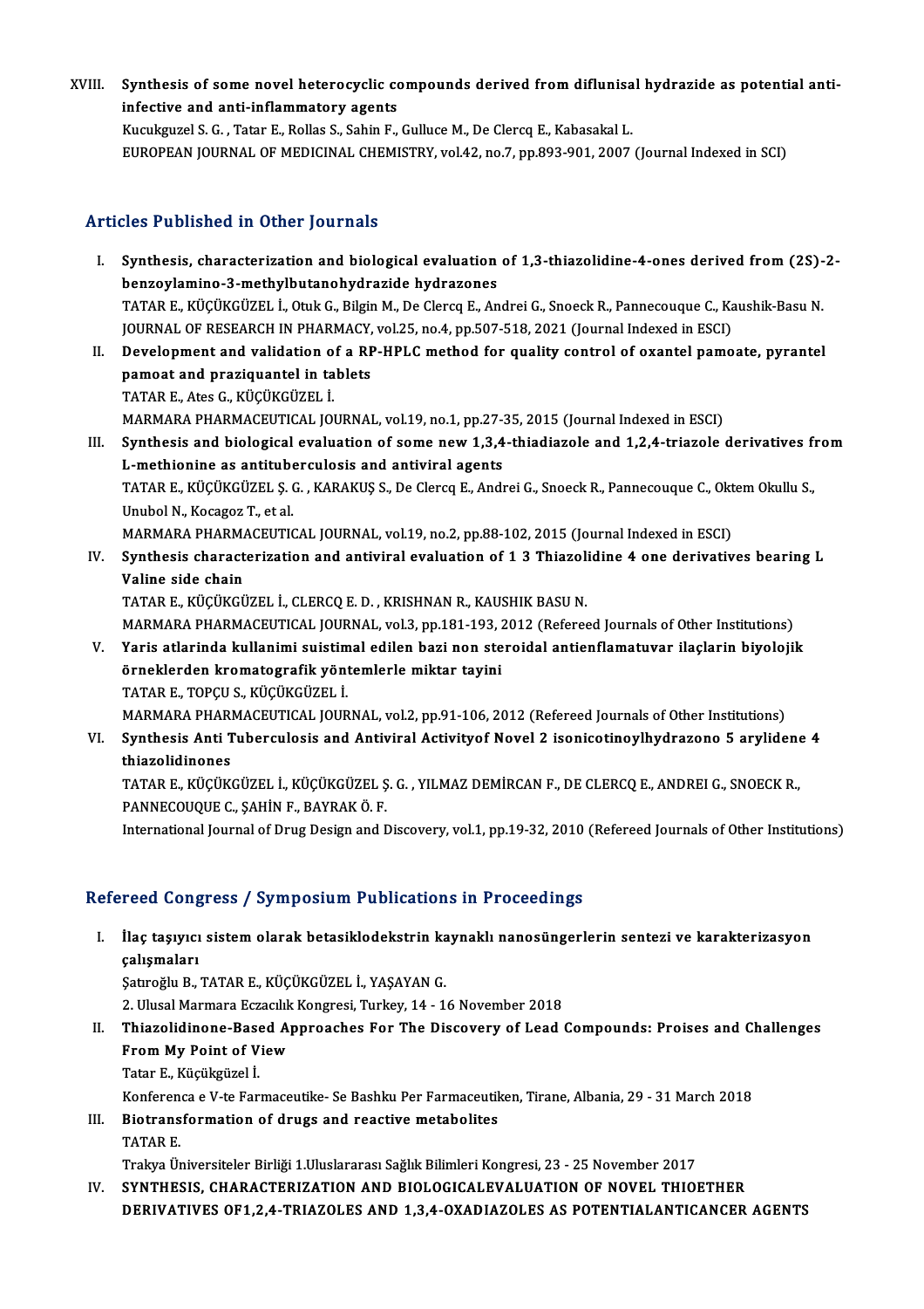XVIII. **Synthesis of some novel heterocyclic compounds derived from diflunisal hydrazide as potential anti-infective and anti-inflammatory agents**
Kucukguzel S. G. , Tatar E., Rollas S., Sahin F., Gulluce M., De Clercq E., Kabasakal L.
EUROPEAN JOURNAL OF MEDICINAL CHEMISTRY, vol.42, no.7, pp.893-901, 2007 (Journal Indexed in SCI)

## Articles Published in Other Journals

I. **Synthesis, characterization and biological evaluation of 1,3-thiazolidine-4-ones derived from (2S)-2-benzoylamino-3-methylbutanohydrazide hydrazones**
TATAR E., KÜÇÜKGÜZEL İ., Otuk G., Bilgin M., De Clercq E., Andrei G., Snoeck R., Pannecouque C., Kaushik-Basu N.
JOURNAL OF RESEARCH IN PHARMACY, vol.25, no.4, pp.507-518, 2021 (Journal Indexed in ESCI)

II. **Development and validation of a RP-HPLC method for quality control of oxantel pamoate, pyrantel pamoat and praziquantel in tablets**
TATAR E., Ates G., KÜÇÜKGÜZEL İ.
MARMARA PHARMACEUTICAL JOURNAL, vol.19, no.1, pp.27-35, 2015 (Journal Indexed in ESCI)

III. **Synthesis and biological evaluation of some new 1,3,4-thiadiazole and 1,2,4-triazole derivatives from L-methionine as antituberculosis and antiviral agents**
TATAR E., KÜÇÜKGÜZEL Ş. G. , KARAKUŞ S., De Clercq E., Andrei G., Snoeck R., Pannecouque C., Oktem Okullu S., Unubol N., Kocagoz T., et al.
MARMARA PHARMACEUTICAL JOURNAL, vol.19, no.2, pp.88-102, 2015 (Journal Indexed in ESCI)

IV. **Synthesis characterization and antiviral evaluation of 1 3 Thiazolidine 4 one derivatives bearing L Valine side chain**
TATAR E., KÜÇÜKGÜZEL İ., CLERCQ E. D. , KRISHNAN R., KAUSHIK BASU N.
MARMARA PHARMACEUTICAL JOURNAL, vol.3, pp.181-193, 2012 (Refereed Journals of Other Institutions)

V. **Yaris atlarinda kullanimi suistimal edilen bazi non steroidal antienflamatuvar ilaçlarin biyolojik örneklerden kromatografik yöntemlerle miktar tayini**
TATAR E., TOPÇU S., KÜÇÜKGÜZEL İ.
MARMARA PHARMACEUTICAL JOURNAL, vol.2, pp.91-106, 2012 (Refereed Journals of Other Institutions)

VI. **Synthesis Anti Tuberculosis and Antiviral Activityof Novel 2 isonicotinoylhydrazono 5 arylidene 4 thiazolidinones**
TATAR E., KÜÇÜKGÜZEL İ., KÜÇÜKGÜZEL Ş. G. , YILMAZ DEMİRCAN F., DE CLERCQ E., ANDREI G., SNOECK R., PANNECOUQUE C., ŞAHİN F., BAYRAK Ö. F.
International Journal of Drug Design and Discovery, vol.1, pp.19-32, 2010 (Refereed Journals of Other Institutions)

## Refereed Congress / Symposium Publications in Proceedings

I. **İlaç taşıyıcı sistem olarak betasiklodekstrin kaynaklı nanosüngerlerin sentezi ve karakterizasyon çalışmaları**
Şatıroğlu B., TATAR E., KÜÇÜKGÜZEL İ., YAŞAYAN G.
2. Ulusal Marmara Eczacılık Kongresi, Turkey, 14 - 16 November 2018

II. **Thiazolidinone-Based Approaches For The Discovery of Lead Compounds: Proises and Challenges From My Point of View**
Tatar E., Küçükgüzel İ.
Konferenca e V-te Farmaceutike- Se Bashku Per Farmaceutiken, Tirane, Albania, 29 - 31 March 2018

III. **Biotransformation of drugs and reactive metabolites**
TATAR E.
Trakya Üniversiteler Birliği 1.Uluslararası Sağlık Bilimleri Kongresi, 23 - 25 November 2017

IV. **SYNTHESIS, CHARACTERIZATION AND BIOLOGICALEVALUATION OF NOVEL THIOETHER DERIVATIVES OF1,2,4-TRIAZOLES AND 1,3,4-OXADIAZOLES AS POTENTIALANTICANCER AGENTS**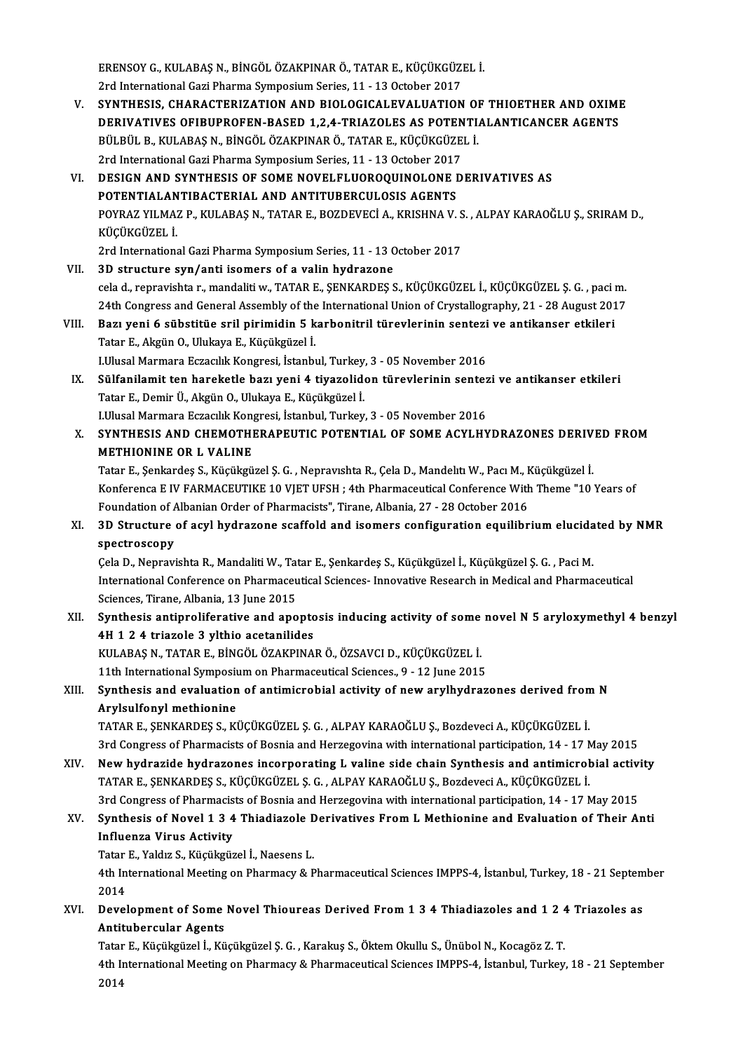ERENSOY G., KULABAŞ N., BİNGÖL ÖZAKPINAR Ö., TATAR E., KÜÇÜKGÜZEL İ.
2rd International Gazi Pharma Symposium Series, 11 - 13 October 2017

V. **SYNTHESIS, CHARACTERIZATION AND BIOLOGICALEVALUATION OF THIOETHER AND OXIME DERIVATIVES OFIBUPROFEN-BASED 1,2,4-TRIAZOLES AS POTENTIALANTICANCER AGENTS**
BÜLBÜL B., KULABAŞ N., BİNGÖL ÖZAKPINAR Ö., TATAR E., KÜÇÜKGÜZEL İ.
2rd International Gazi Pharma Symposium Series, 11 - 13 October 2017

VI. **DESIGN AND SYNTHESIS OF SOME NOVELFLUOROQUINOLONE DERIVATIVES AS POTENTIALANTIBACTERIAL AND ANTITUBERCULOSIS AGENTS**
POYRAZ YILMAZ P., KULABAŞ N., TATAR E., BOZDEVECİ A., KRISHNA V. S. , ALPAY KARAOĞLU Ş., SRIRAM D., KÜÇÜKGÜZEL İ.
2rd International Gazi Pharma Symposium Series, 11 - 13 October 2017

VII. **3D structure syn/anti isomers of a valin hydrazone**
cela d., repravishta r., mandaliti w., TATAR E., ŞENKARDEŞ S., KÜÇÜKGÜZEL İ., KÜÇÜKGÜZEL Ş. G. , paci m.
24th Congress and General Assembly of the International Union of Crystallography, 21 - 28 August 2017

VIII. **Bazı yeni 6 sübstitüe sril pirimidin 5 karbonitril türevlerinin sentezi ve antikanser etkileri**
Tatar E., Akgün O., Ulukaya E., Küçükgüzel İ.
I.Ulusal Marmara Eczacılık Kongresi, İstanbul, Turkey, 3 - 05 November 2016

IX. **Sülfanilamit ten hareketle bazı yeni 4 tiyazolidon türevlerinin sentezi ve antikanser etkileri**
Tatar E., Demir Ü., Akgün O., Ulukaya E., Küçükgüzel İ.
I.Ulusal Marmara Eczacılık Kongresi, İstanbul, Turkey, 3 - 05 November 2016

X. **SYNTHESIS AND CHEMOTHERAPEUTIC POTENTIAL OF SOME ACYLHYDRAZONES DERIVED FROM METHIONINE OR L VALINE**
Tatar E., Şenkardeş S., Küçükgüzel Ş. G. , Nepravıshta R., Çela D., Mandelıtı W., Pacı M., Küçükgüzel İ.
Konferenca E IV FARMACEUTIKE 10 VJET UFSH ; 4th Pharmaceutical Conference With Theme "10 Years of Foundation of Albanian Order of Pharmacists", Tirane, Albania, 27 - 28 October 2016

XI. **3D Structure of acyl hydrazone scaffold and isomers configuration equilibrium elucidated by NMR spectroscopy**
Çela D., Nepravishta R., Mandaliti W., Tatar E., Şenkardeş S., Küçükgüzel İ., Küçükgüzel Ş. G. , Paci M.
International Conference on Pharmaceutical Sciences- Innovative Research in Medical and Pharmaceutical Sciences, Tirane, Albania, 13 June 2015

XII. **Synthesis antiproliferative and apoptosis inducing activity of some novel N 5 aryloxymethyl 4 benzyl 4H 1 2 4 triazole 3 ylthio acetanilides**
KULABAŞ N., TATAR E., BİNGÖL ÖZAKPINAR Ö., ÖZSAVCI D., KÜÇÜKGÜZEL İ.
11th International Symposium on Pharmaceutical Sciences., 9 - 12 June 2015

XIII. **Synthesis and evaluation of antimicrobial activity of new arylhydrazones derived from N Arylsulfonyl methionine**
TATAR E., ŞENKARDEŞ S., KÜÇÜKGÜZEL Ş. G. , ALPAY KARAOĞLU Ş., Bozdeveci A., KÜÇÜKGÜZEL İ.
3rd Congress of Pharmacists of Bosnia and Herzegovina with international participation, 14 - 17 May 2015

XIV. **New hydrazide hydrazones incorporating L valine side chain Synthesis and antimicrobial activity**
TATAR E., ŞENKARDEŞ S., KÜÇÜKGÜZEL Ş. G. , ALPAY KARAOĞLU Ş., Bozdeveci A., KÜÇÜKGÜZEL İ.
3rd Congress of Pharmacists of Bosnia and Herzegovina with international participation, 14 - 17 May 2015

XV. **Synthesis of Novel 1 3 4 Thiadiazole Derivatives From L Methionine and Evaluation of Their Anti Influenza Virus Activity**
Tatar E., Yaldız S., Küçükgüzel İ., Naesens L.
4th International Meeting on Pharmacy & Pharmaceutical Sciences IMPPS-4, İstanbul, Turkey, 18 - 21 September 2014

XVI. **Development of Some Novel Thioureas Derived From 1 3 4 Thiadiazoles and 1 2 4 Triazoles as Antitubercular Agents**
Tatar E., Küçükgüzel İ., Küçükgüzel Ş. G. , Karakuş S., Öktem Okullu S., Ünübol N., Kocagöz Z. T.
4th International Meeting on Pharmacy & Pharmaceutical Sciences IMPPS-4, İstanbul, Turkey, 18 - 21 September 2014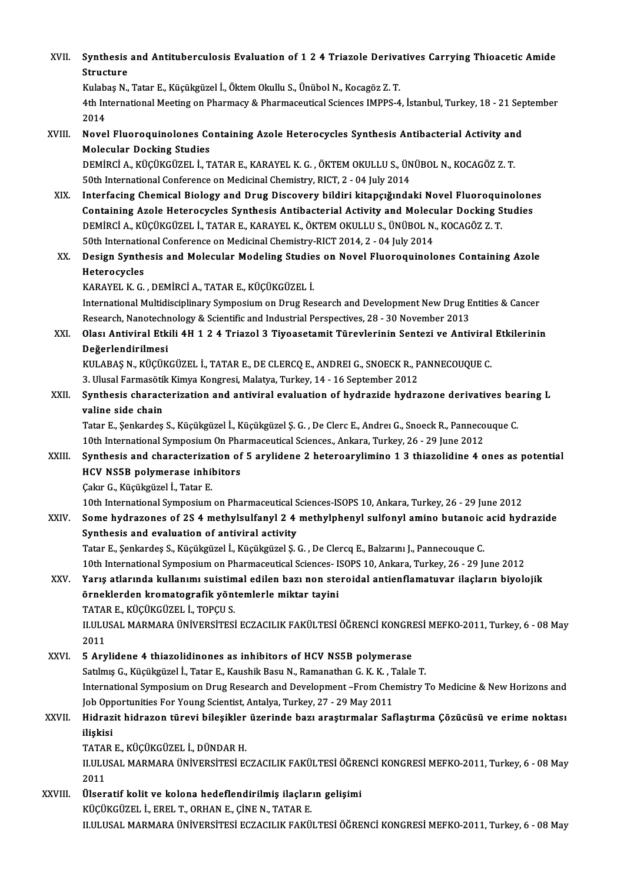XVII. **Synthesis and Antituberculosis Evaluation of 1 2 4 Triazole Derivatives Carrying Thioacetic Amide Structure**
Kulabaş N., Tatar E., Küçükgüzel İ., Öktem Okullu S., Ünübol N., Kocagöz Z. T.
4th International Meeting on Pharmacy & Pharmaceutical Sciences IMPPS-4, İstanbul, Turkey, 18 - 21 September 2014

XVIII. **Novel Fluoroquinolones Containing Azole Heterocycles Synthesis Antibacterial Activity and Molecular Docking Studies**
DEMİRCİ A., KÜÇÜKGÜZEL İ., TATAR E., KARAYEL K. G. , ÖKTEM OKULLU S., ÜNÜBOL N., KOCAGÖZ Z. T.
50th International Conference on Medicinal Chemistry, RICT, 2 - 04 July 2014

XIX. **Interfacing Chemical Biology and Drug Discovery bildiri kitapçığındaki Novel Fluoroquinolones Containing Azole Heterocycles Synthesis Antibacterial Activity and Molecular Docking Studies**
DEMİRCİ A., KÜÇÜKGÜZEL İ., TATAR E., KARAYEL K., ÖKTEM OKULLU S., ÜNÜBOL N., KOCAGÖZ Z. T.
50th International Conference on Medicinal Chemistry-RICT 2014, 2 - 04 July 2014

XX. **Design Synthesis and Molecular Modeling Studies on Novel Fluoroquinolones Containing Azole Heterocycles**
KARAYEL K. G. , DEMİRCİ A., TATAR E., KÜÇÜKGÜZEL İ.
International Multidisciplinary Symposium on Drug Research and Development New Drug Entities & Cancer Research, Nanotechnology & Scientific and Industrial Perspectives, 28 - 30 November 2013

XXI. **Olası Antiviral Etkili 4H 1 2 4 Triazol 3 Tiyoasetamit Türevlerinin Sentezi ve Antiviral Etkilerinin Değerlendirilmesi**
KULABAŞ N., KÜÇÜKGÜZEL İ., TATAR E., DE CLERCQ E., ANDREI G., SNOECK R., PANNECOUQUE C.
3. Ulusal Farmasötik Kimya Kongresi, Malatya, Turkey, 14 - 16 September 2012

XXII. **Synthesis characterization and antiviral evaluation of hydrazide hydrazone derivatives bearing L valine side chain**
Tatar E., Şenkardeş S., Küçükgüzel İ., Küçükgüzel Ş. G. , De Clerc E., Andreı G., Snoeck R., Pannecouque C.
10th International Symposium On Pharmaceutical Sciences., Ankara, Turkey, 26 - 29 June 2012

XXIII. **Synthesis and characterization of 5 arylidene 2 heteroarylimino 1 3 thiazolidine 4 ones as potential HCV NS5B polymerase inhibitors**
Çakır G., Küçükgüzel İ., Tatar E.
10th International Symposium on Pharmaceutical Sciences-ISOPS 10, Ankara, Turkey, 26 - 29 June 2012

XXIV. **Some hydrazones of 2S 4 methylsulfanyl 2 4 methylphenyl sulfonyl amino butanoic acid hydrazide Synthesis and evaluation of antiviral activity**
Tatar E., Şenkardeş S., Küçükgüzel İ., Küçükgüzel Ş. G. , De Clercq E., Balzarını J., Pannecouque C.
10th International Symposium on Pharmaceutical Sciences- ISOPS 10, Ankara, Turkey, 26 - 29 June 2012

XXV. **Yarış atlarında kullanımı suistimal edilen bazı non steroidal antienflamatuvar ilaçların biyolojik örneklerden kromatografik yöntemlerle miktar tayini**
TATAR E., KÜÇÜKGÜZEL İ., TOPÇU S.
II.ULUSAL MARMARA ÜNİVERSİTESİ ECZACILIK FAKÜLTESİ ÖĞRENCİ KONGRESİ MEFKO-2011, Turkey, 6 - 08 May 2011

XXVI. **5 Arylidene 4 thiazolidinones as inhibitors of HCV NS5B polymerase**
Satılmış G., Küçükgüzel İ., Tatar E., Kaushik Basu N., Ramanathan G. K. K. , Talale T.
International Symposium on Drug Research and Development –From Chemistry To Medicine & New Horizons and Job Opportunities For Young Scientist, Antalya, Turkey, 27 - 29 May 2011

XXVII. **Hidrazit hidrazon türevi bileşikler üzerinde bazı araştırmalar Saflaştırma Çözücüsü ve erime noktası ilişkisi**
TATAR E., KÜÇÜKGÜZEL İ., DÜNDAR H.
II.ULUSAL MARMARA ÜNİVERSİTESİ ECZACILIK FAKÜLTESİ ÖĞRENCİ KONGRESİ MEFKO-2011, Turkey, 6 - 08 May 2011

XXVIII. **Ülseratif kolit ve kolona hedeflendirilmiş ilaçların gelişimi**
KÜÇÜKGÜZEL İ., EREL T., ORHAN E., ÇİNE N., TATAR E.
II.ULUSAL MARMARA ÜNİVERSİTESİ ECZACILIK FAKÜLTESİ ÖĞRENCİ KONGRESİ MEFKO-2011, Turkey, 6 - 08 May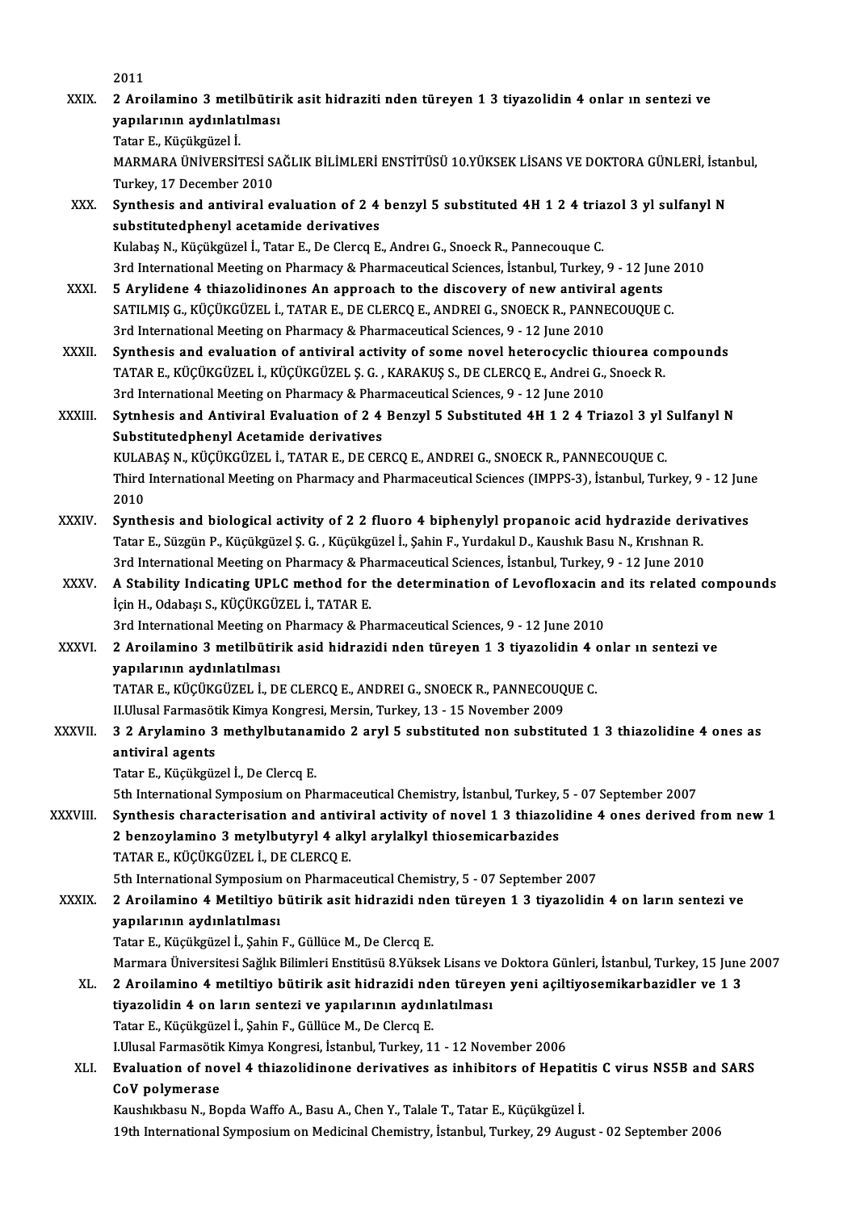2011

XXIX. **2 Aroilamino 3 metilbütirik asit hidraziti nden türeyen 1 3 tiyazolidin 4 onlar ın sentezi ve yapılarının aydınlatılması**
Tatar E., Küçükgüzel İ.
MARMARA ÜNİVERSİTESİ SAĞLIK BİLİMLERİ ENSTİTÜSÜ 10.YÜKSEK LİSANS VE DOKTORA GÜNLERİ, İstanbul, Turkey, 17 December 2010

XXX. **Synthesis and antiviral evaluation of 2 4 benzyl 5 substituted 4H 1 2 4 triazol 3 yl sulfanyl N substitutedphenyl acetamide derivatives**
Kulabaş N., Küçükgüzel İ., Tatar E., De Clercq E., Andreı G., Snoeck R., Pannecouque C.
3rd International Meeting on Pharmacy & Pharmaceutical Sciences, İstanbul, Turkey, 9 - 12 June 2010

XXXI. **5 Arylidene 4 thiazolidinones An approach to the discovery of new antiviral agents**
SATILMIŞ G., KÜÇÜKGÜZEL İ., TATAR E., DE CLERCQ E., ANDREI G., SNOECK R., PANNECOUQUE C.
3rd International Meeting on Pharmacy & Pharmaceutical Sciences, 9 - 12 June 2010

XXXII. **Synthesis and evaluation of antiviral activity of some novel heterocyclic thiourea compounds**
TATAR E., KÜÇÜKGÜZEL İ., KÜÇÜKGÜZEL Ş. G. , KARAKUŞ S., DE CLERCQ E., Andrei G., Snoeck R.
3rd International Meeting on Pharmacy & Pharmaceutical Sciences, 9 - 12 June 2010

XXXIII. **Sytnhesis and Antiviral Evaluation of 2 4 Benzyl 5 Substituted 4H 1 2 4 Triazol 3 yl Sulfanyl N Substitutedphenyl Acetamide derivatives**
KULABAŞ N., KÜÇÜKGÜZEL İ., TATAR E., DE CERCQ E., ANDREI G., SNOECK R., PANNECOUQUE C.
Third International Meeting on Pharmacy and Pharmaceutical Sciences (IMPPS-3), İstanbul, Turkey, 9 - 12 June 2010

XXXIV. **Synthesis and biological activity of 2 2 fluoro 4 biphenylyl propanoic acid hydrazide derivatives**
Tatar E., Süzgün P., Küçükgüzel Ş. G. , Küçükgüzel İ., Şahin F., Yurdakul D., Kaushık Basu N., Krıshnan R.
3rd International Meeting on Pharmacy & Pharmaceutical Sciences, İstanbul, Turkey, 9 - 12 June 2010

XXXV. **A Stability Indicating UPLC method for the determination of Levofloxacin and its related compounds**
İçin H., Odabaşı S., KÜÇÜKGÜZEL İ., TATAR E.
3rd International Meeting on Pharmacy & Pharmaceutical Sciences, 9 - 12 June 2010

XXXVI. **2 Aroilamino 3 metilbütirik asid hidrazidi nden türeyen 1 3 tiyazolidin 4 onlar ın sentezi ve yapılarının aydınlatılması**
TATAR E., KÜÇÜKGÜZEL İ., DE CLERCQ E., ANDREI G., SNOECK R., PANNECOUQUE C.
II.Ulusal Farmasötik Kimya Kongresi, Mersin, Turkey, 13 - 15 November 2009

XXXVII. **3 2 Arylamino 3 methylbutanamido 2 aryl 5 substituted non substituted 1 3 thiazolidine 4 ones as antiviral agents**
Tatar E., Küçükgüzel İ., De Clercq E.
5th International Symposium on Pharmaceutical Chemistry, İstanbul, Turkey, 5 - 07 September 2007

XXXVIII. **Synthesis characterisation and antiviral activity of novel 1 3 thiazolidine 4 ones derived from new 1 2 benzoylamino 3 metylbutyryl 4 alkyl arylalkyl thiosemicarbazides**
TATAR E., KÜÇÜKGÜZEL İ., DE CLERCQ E.
5th International Symposium on Pharmaceutical Chemistry, 5 - 07 September 2007

XXXIX. **2 Aroilamino 4 Metiltiyo bütirik asit hidrazidi nden türeyen 1 3 tiyazolidin 4 on ların sentezi ve yapılarının aydınlatılması**
Tatar E., Küçükgüzel İ., Şahin F., Güllüce M., De Clercq E.
Marmara Üniversitesi Sağlık Bilimleri Enstitüsü 8.Yüksek Lisans ve Doktora Günleri, İstanbul, Turkey, 15 June 2007

XL. **2 Aroilamino 4 metiltiyo bütirik asit hidrazidi nden türeyen yeni açiltiyosemikarbazidler ve 1 3 tiyazolidin 4 on ların sentezi ve yapılarının aydınlatılması**
Tatar E., Küçükgüzel İ., Şahin F., Güllüce M., De Clercq E.
I.Ulusal Farmasötik Kimya Kongresi, İstanbul, Turkey, 11 - 12 November 2006

XLI. **Evaluation of novel 4 thiazolidinone derivatives as inhibitors of Hepatitis C virus NS5B and SARS CoV polymerase**
Kaushıkbasu N., Bopda Waffo A., Basu A., Chen Y., Talale T., Tatar E., Küçükgüzel İ.
19th International Symposium on Medicinal Chemistry, İstanbul, Turkey, 29 August - 02 September 2006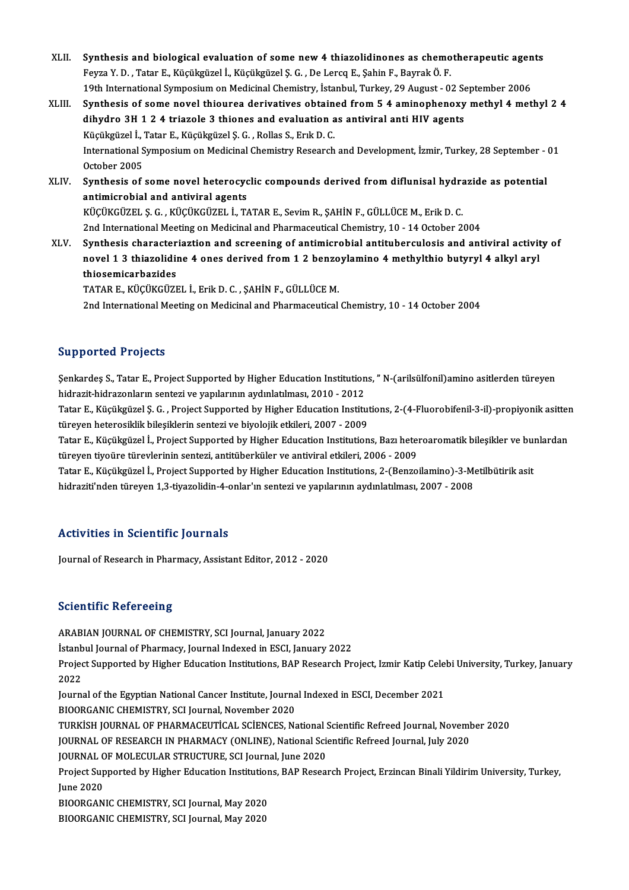XLII. **Synthesis and biological evaluation of some new 4 thiazolidinones as chemotherapeutic agents**
Feyza Y. D. , Tatar E., Küçükgüzel İ., Küçükgüzel Ş. G. , De Lercq E., Şahin F., Bayrak Ö. F.
19th International Symposium on Medicinal Chemistry, İstanbul, Turkey, 29 August - 02 September 2006

XLIII. **Synthesis of some novel thiourea derivatives obtained from 5 4 aminophenoxy methyl 4 methyl 2 4 dihydro 3H 1 2 4 triazole 3 thiones and evaluation as antiviral anti HIV agents**
Küçükgüzel İ., Tatar E., Küçükgüzel Ş. G. , Rollas S., Erık D. C.
International Symposium on Medicinal Chemistry Research and Development, İzmir, Turkey, 28 September - 01 October 2005

XLIV. **Synthesis of some novel heterocyclic compounds derived from diflunisal hydrazide as potential antimicrobial and antiviral agents**
KÜÇÜKGÜZEL Ş. G. , KÜÇÜKGÜZEL İ., TATAR E., Sevim R., ŞAHİN F., GÜLLÜCE M., Erik D. C.
2nd International Meeting on Medicinal and Pharmaceutical Chemistry, 10 - 14 October 2004

XLV. **Synthesis characteriaztion and screening of antimicrobial antituberculosis and antiviral activity of novel 1 3 thiazolidine 4 ones derived from 1 2 benzoylamino 4 methylthio butyryl 4 alkyl aryl thiosemicarbazides**
TATAR E., KÜÇÜKGÜZEL İ., Erik D. C. , ŞAHİN F., GÜLLÜCE M.
2nd International Meeting on Medicinal and Pharmaceutical Chemistry, 10 - 14 October 2004

## Supported Projects

Şenkardeş S., Tatar E., Project Supported by Higher Education Institutions, " N-(arilsülfonil)amino asitlerden türeyen hidrazit-hidrazonların sentezi ve yapılarının aydınlatılması, 2010 - 2012

Tatar E., Küçükgüzel Ş. G. , Project Supported by Higher Education Institutions, 2-(4-Fluorobifenil-3-il)-propiyonik asitten türeyen heterosiklik bileşiklerin sentezi ve biyolojik etkileri, 2007 - 2009

Tatar E., Küçükgüzel İ., Project Supported by Higher Education Institutions, Bazı heteroaromatik bileşikler ve bunlardan türeyen tiyoüre türevlerinin sentezi, antitüberküler ve antiviral etkileri, 2006 - 2009

Tatar E., Küçükgüzel İ., Project Supported by Higher Education Institutions, 2-(Benzoilamino)-3-Metilbütirik asit hidraziti'nden türeyen 1,3-tiyazolidin-4-onlar'ın sentezi ve yapılarının aydınlatılması, 2007 - 2008

## Activities in Scientific Journals

Journal of Research in Pharmacy, Assistant Editor, 2012 - 2020

## Scientific Refereeing

ARABIAN JOURNAL OF CHEMISTRY, SCI Journal, January 2022

İstanbul Journal of Pharmacy, Journal Indexed in ESCI, January 2022

Project Supported by Higher Education Institutions, BAP Research Project, Izmir Katip Celebi University, Turkey, January 2022

Journal of the Egyptian National Cancer Institute, Journal Indexed in ESCI, December 2021

BIOORGANIC CHEMISTRY, SCI Journal, November 2020

TURKİSH JOURNAL OF PHARMACEUTİCAL SCİENCES, National Scientific Refreed Journal, November 2020

JOURNAL OF RESEARCH IN PHARMACY (ONLINE), National Scientific Refreed Journal, July 2020

JOURNAL OF MOLECULAR STRUCTURE, SCI Journal, June 2020

Project Supported by Higher Education Institutions, BAP Research Project, Erzincan Binali Yildirim University, Turkey, June 2020

BIOORGANIC CHEMISTRY, SCI Journal, May 2020

BIOORGANIC CHEMISTRY, SCI Journal, May 2020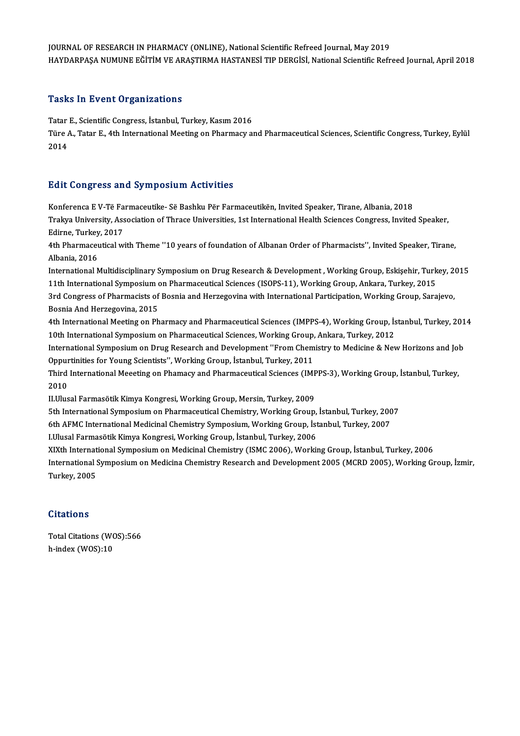JOURNAL OF RESEARCH IN PHARMACY (ONLINE), National Scientific Refreed Journal, May 2019
HAYDARPAŞA NUMUNE EĞİTİM VE ARAŞTIRMA HASTANESİ TIP DERGİSİ, National Scientific Refreed Journal, April 2018

## Tasks In Event Organizations

Tatar E., Scientific Congress, İstanbul, Turkey, Kasım 2016
Türe A., Tatar E., 4th International Meeting on Pharmacy and Pharmaceutical Sciences, Scientific Congress, Turkey, Eylül 2014

## Edit Congress and Symposium Activities

Konferenca E V-Të Farmaceutike- Së Bashku Për Farmaceutikën, Invited Speaker, Tirane, Albania, 2018
Trakya University, Association of Thrace Universities, 1st International Health Sciences Congress, Invited Speaker, Edirne, Turkey, 2017
4th Pharmaceutical with Theme ''10 years of foundation of Albanan Order of Pharmacists'', Invited Speaker, Tirane, Albania, 2016
International Multidisciplinary Symposium on Drug Research & Development , Working Group, Eskişehir, Turkey, 2015
11th International Symposium on Pharmaceutical Sciences (ISOPS-11), Working Group, Ankara, Turkey, 2015
3rd Congress of Pharmacists of Bosnia and Herzegovina with International Participation, Working Group, Sarajevo, Bosnia And Herzegovina, 2015
4th International Meeting on Pharmacy and Pharmaceutical Sciences (IMPPS-4), Working Group, İstanbul, Turkey, 2014
10th International Symposium on Pharmaceutical Sciences, Working Group, Ankara, Turkey, 2012
International Symposium on Drug Research and Development ''From Chemistry to Medicine & New Horizons and Job Oppurtinities for Young Scientists'', Working Group, İstanbul, Turkey, 2011
Third International Meeeting on Phamacy and Pharmaceutical Sciences (IMPPS-3), Working Group, İstanbul, Turkey, 2010
II.Ulusal Farmasötik Kimya Kongresi, Working Group, Mersin, Turkey, 2009
5th International Symposium on Pharmaceutical Chemistry, Working Group, İstanbul, Turkey, 2007
6th AFMC International Medicinal Chemistry Symposium, Working Group, İstanbul, Turkey, 2007
I.Ulusal Farmasötik Kimya Kongresi, Working Group, İstanbul, Turkey, 2006
XIXth International Symposium on Medicinal Chemistry (ISMC 2006), Working Group, İstanbul, Turkey, 2006
International Symposium on Medicina Chemistry Research and Development 2005 (MCRD 2005), Working Group, İzmir, Turkey, 2005

## Citations

Total Citations (WOS):566
h-index (WOS):10